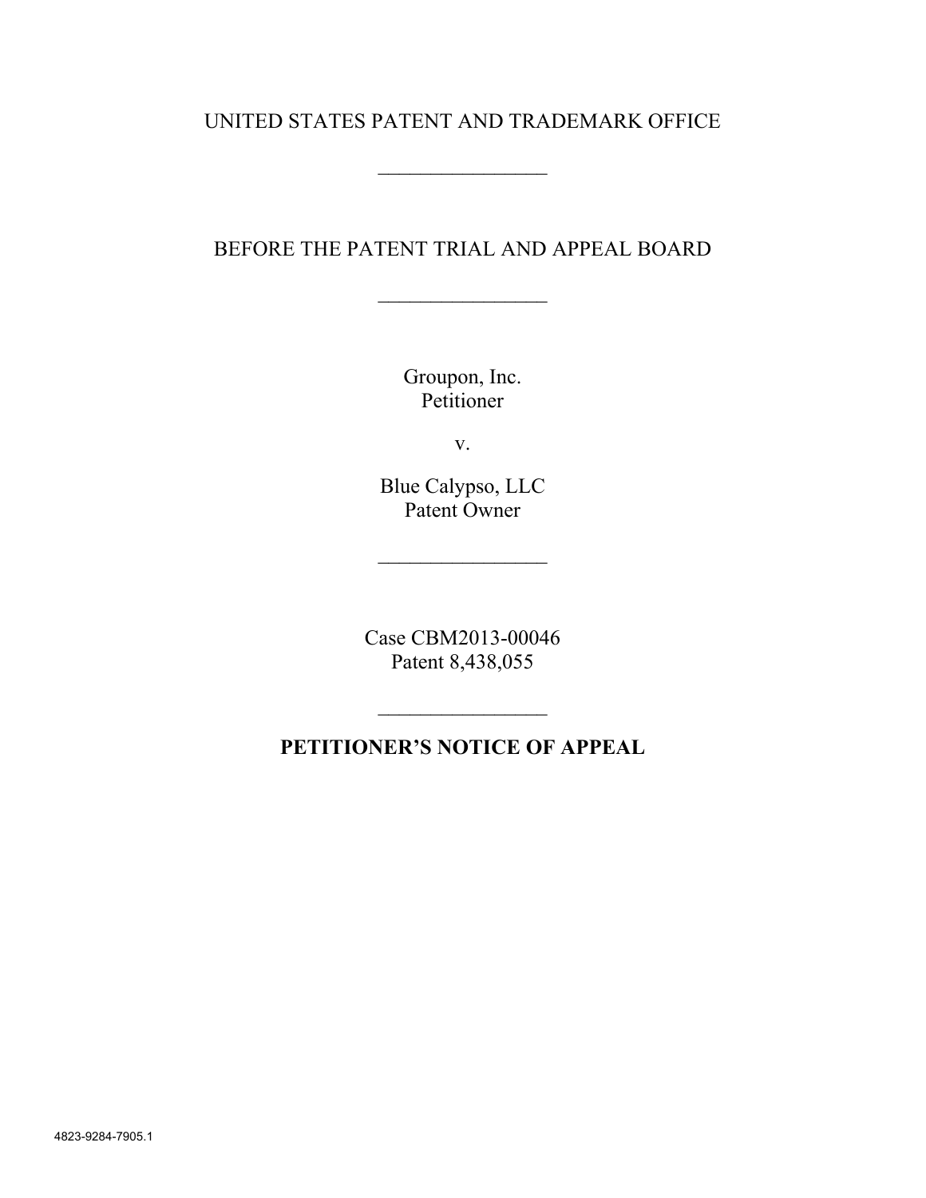UNITED STATES PATENT AND TRADEMARK OFFICE

________________

BEFORE THE PATENT TRIAL AND APPEAL BOARD

________________

Groupon, Inc.
Petitioner

v.

Blue Calypso, LLC
Patent Owner

________________

Case CBM2013-00046
Patent 8,438,055

________________

**PETITIONER'S NOTICE OF APPEAL**

4823-9284-7905.1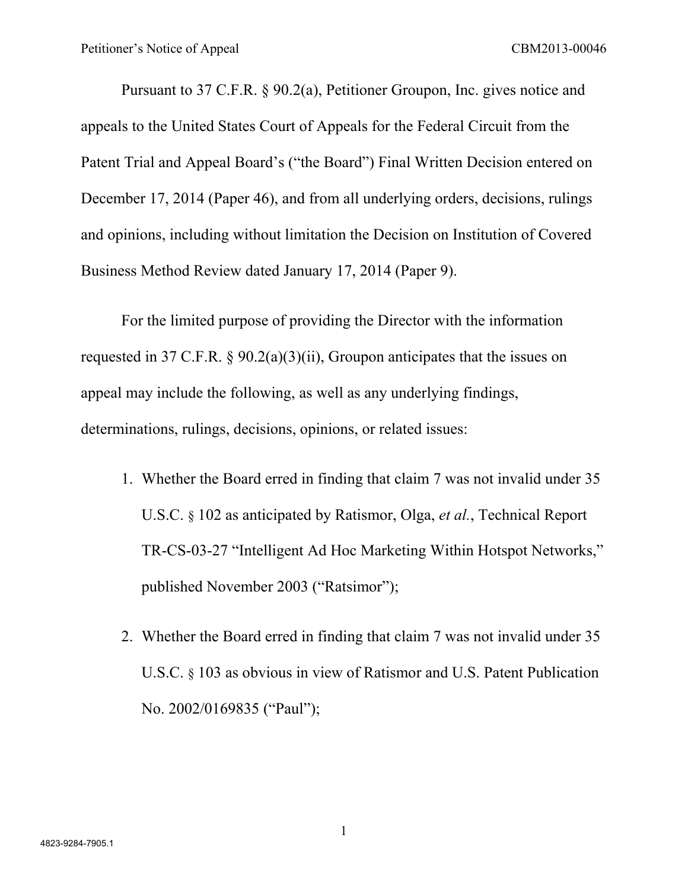Pursuant to 37 C.F.R. § 90.2(a), Petitioner Groupon, Inc. gives notice and appeals to the United States Court of Appeals for the Federal Circuit from the Patent Trial and Appeal Board's ("the Board") Final Written Decision entered on December 17, 2014 (Paper 46), and from all underlying orders, decisions, rulings and opinions, including without limitation the Decision on Institution of Covered Business Method Review dated January 17, 2014 (Paper 9).

For the limited purpose of providing the Director with the information requested in 37 C.F.R. § 90.2(a)(3)(ii), Groupon anticipates that the issues on appeal may include the following, as well as any underlying findings, determinations, rulings, decisions, opinions, or related issues:

1. Whether the Board erred in finding that claim 7 was not invalid under 35 U.S.C. § 102 as anticipated by Ratismor, Olga, *et al.*, Technical Report TR-CS-03-27 "Intelligent Ad Hoc Marketing Within Hotspot Networks," published November 2003 ("Ratsimor");

2. Whether the Board erred in finding that claim 7 was not invalid under 35 U.S.C. § 103 as obvious in view of Ratismor and U.S. Patent Publication No. 2002/0169835 ("Paul");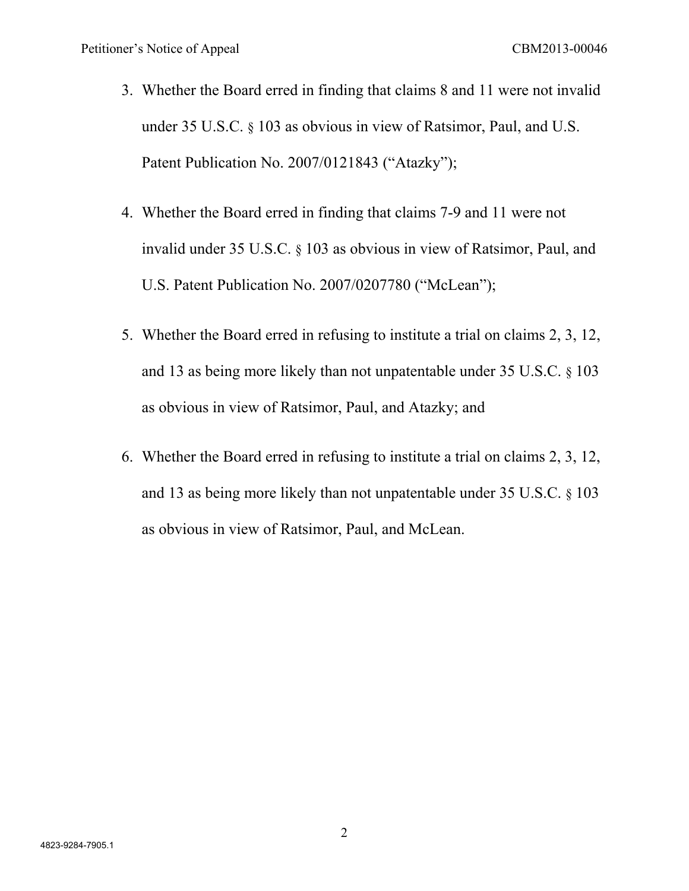3. Whether the Board erred in finding that claims 8 and 11 were not invalid under 35 U.S.C. § 103 as obvious in view of Ratsimor, Paul, and U.S. Patent Publication No. 2007/0121843 ("Atazky");

4. Whether the Board erred in finding that claims 7-9 and 11 were not invalid under 35 U.S.C. § 103 as obvious in view of Ratsimor, Paul, and U.S. Patent Publication No. 2007/0207780 ("McLean");

5. Whether the Board erred in refusing to institute a trial on claims 2, 3, 12, and 13 as being more likely than not unpatentable under 35 U.S.C. § 103 as obvious in view of Ratsimor, Paul, and Atazky; and

6. Whether the Board erred in refusing to institute a trial on claims 2, 3, 12, and 13 as being more likely than not unpatentable under 35 U.S.C. § 103 as obvious in view of Ratsimor, Paul, and McLean.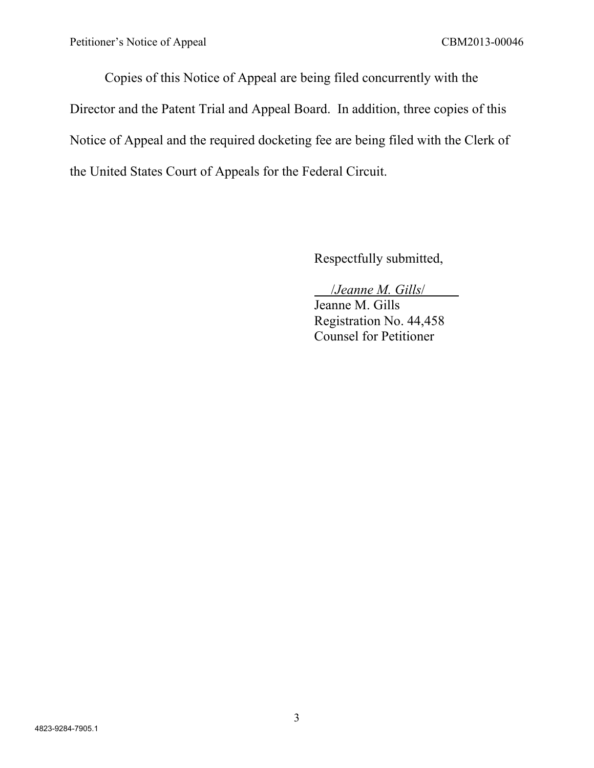Copies of this Notice of Appeal are being filed concurrently with the Director and the Patent Trial and Appeal Board. In addition, three copies of this Notice of Appeal and the required docketing fee are being filed with the Clerk of the United States Court of Appeals for the Federal Circuit.

Respectfully submitted,

*/Jeanne M. Gills/*
Jeanne M. Gills
Registration No. 44,458
Counsel for Petitioner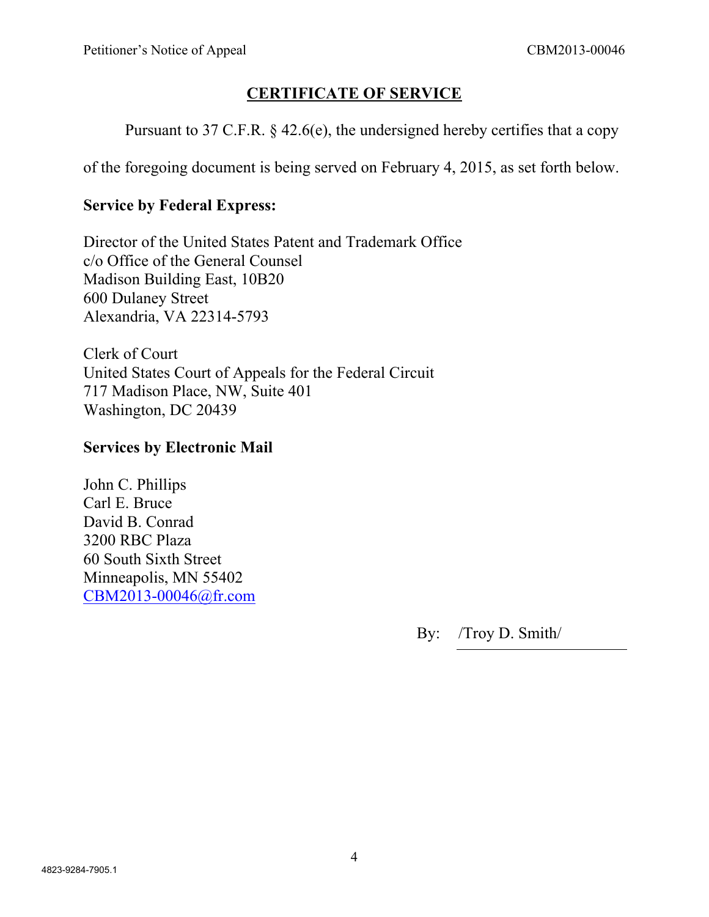## CERTIFICATE OF SERVICE

Pursuant to 37 C.F.R. § 42.6(e), the undersigned hereby certifies that a copy of the foregoing document is being served on February 4, 2015, as set forth below.

**Service by Federal Express:**

Director of the United States Patent and Trademark Office
c/o Office of the General Counsel
Madison Building East, 10B20
600 Dulaney Street
Alexandria, VA 22314-5793

Clerk of Court
United States Court of Appeals for the Federal Circuit
717 Madison Place, NW, Suite 401
Washington, DC 20439

**Services by Electronic Mail**

John C. Phillips
Carl E. Bruce
David B. Conrad
3200 RBC Plaza
60 South Sixth Street
Minneapolis, MN 55402
CBM2013-00046@fr.com

By: /Troy D. Smith/

4823-9284-7905.1